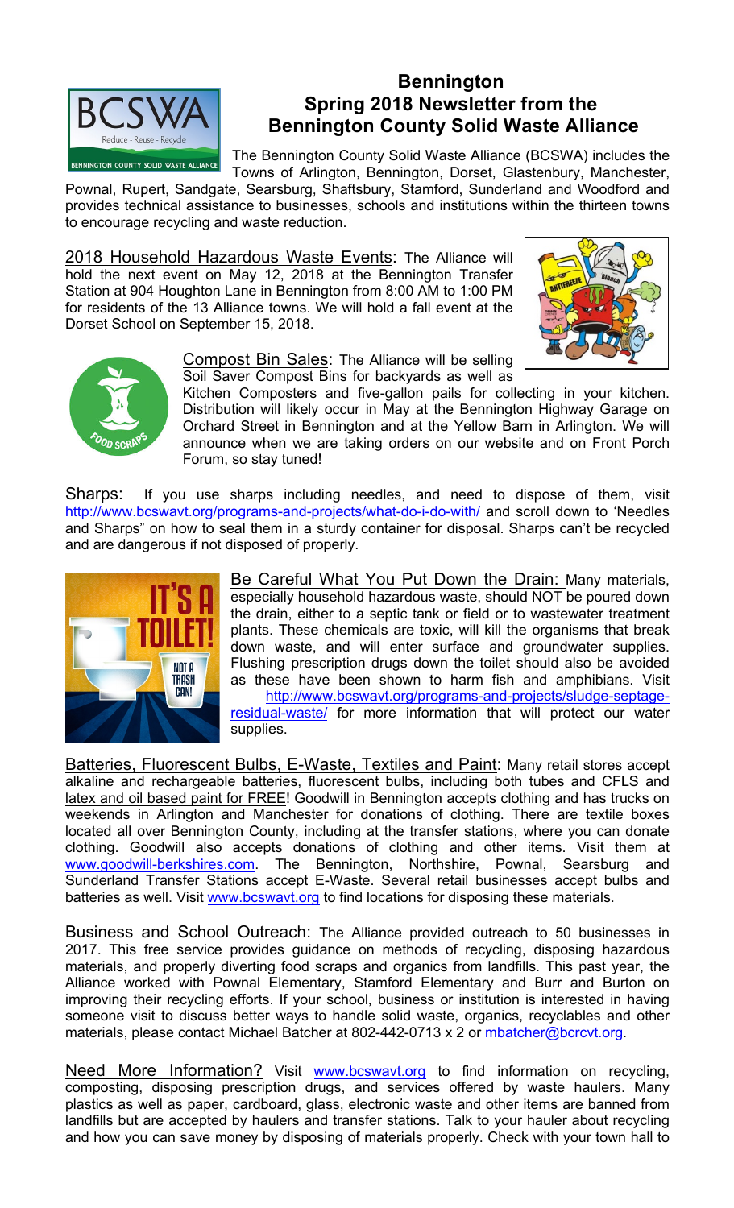# Bennington
## Spring 2018 Newsletter from the Bennington County Solid Waste Alliance

The Bennington County Solid Waste Alliance (BCSWA) includes the Towns of Arlington, Bennington, Dorset, Glastenbury, Manchester, Pownal, Rupert, Sandgate, Searsburg, Shaftsbury, Stamford, Sunderland and Woodford and provides technical assistance to businesses, schools and institutions within the thirteen towns to encourage recycling and waste reduction.

2018 Household Hazardous Waste Events: The Alliance will hold the next event on May 12, 2018 at the Bennington Transfer Station at 904 Houghton Lane in Bennington from 8:00 AM to 1:00 PM for residents of the 13 Alliance towns. We will hold a fall event at the Dorset School on September 15, 2018.

Compost Bin Sales: The Alliance will be selling Soil Saver Compost Bins for backyards as well as Kitchen Composters and five-gallon pails for collecting in your kitchen. Distribution will likely occur in May at the Bennington Highway Garage on Orchard Street in Bennington and at the Yellow Barn in Arlington. We will announce when we are taking orders on our website and on Front Porch Forum, so stay tuned!

Sharps: If you use sharps including needles, and need to dispose of them, visit http://www.bcswavt.org/programs-and-projects/what-do-i-do-with/ and scroll down to 'Needles and Sharps" on how to seal them in a sturdy container for disposal. Sharps can't be recycled and are dangerous if not disposed of properly.

Be Careful What You Put Down the Drain: Many materials, especially household hazardous waste, should NOT be poured down the drain, either to a septic tank or field or to wastewater treatment plants. These chemicals are toxic, will kill the organisms that break down waste, and will enter surface and groundwater supplies. Flushing prescription drugs down the toilet should also be avoided as these have been shown to harm fish and amphibians. Visit http://www.bcswavt.org/programs-and-projects/sludge-septage-residual-waste/ for more information that will protect our water supplies.

Batteries, Fluorescent Bulbs, E-Waste, Textiles and Paint: Many retail stores accept alkaline and rechargeable batteries, fluorescent bulbs, including both tubes and CFLS and latex and oil based paint for FREE! Goodwill in Bennington accepts clothing and has trucks on weekends in Arlington and Manchester for donations of clothing. There are textile boxes located all over Bennington County, including at the transfer stations, where you can donate clothing. Goodwill also accepts donations of clothing and other items. Visit them at www.goodwill-berkshires.com. The Bennington, Northshire, Pownal, Searsburg and Sunderland Transfer Stations accept E-Waste. Several retail businesses accept bulbs and batteries as well. Visit www.bcswavt.org to find locations for disposing these materials.

Business and School Outreach: The Alliance provided outreach to 50 businesses in 2017. This free service provides guidance on methods of recycling, disposing hazardous materials, and properly diverting food scraps and organics from landfills. This past year, the Alliance worked with Pownal Elementary, Stamford Elementary and Burr and Burton on improving their recycling efforts. If your school, business or institution is interested in having someone visit to discuss better ways to handle solid waste, organics, recyclables and other materials, please contact Michael Batcher at 802-442-0713 x 2 or mbatcher@bcrcvt.org.

Need More Information? Visit www.bcswavt.org to find information on recycling, composting, disposing prescription drugs, and services offered by waste haulers. Many plastics as well as paper, cardboard, glass, electronic waste and other items are banned from landfills but are accepted by haulers and transfer stations. Talk to your hauler about recycling and how you can save money by disposing of materials properly. Check with your town hall to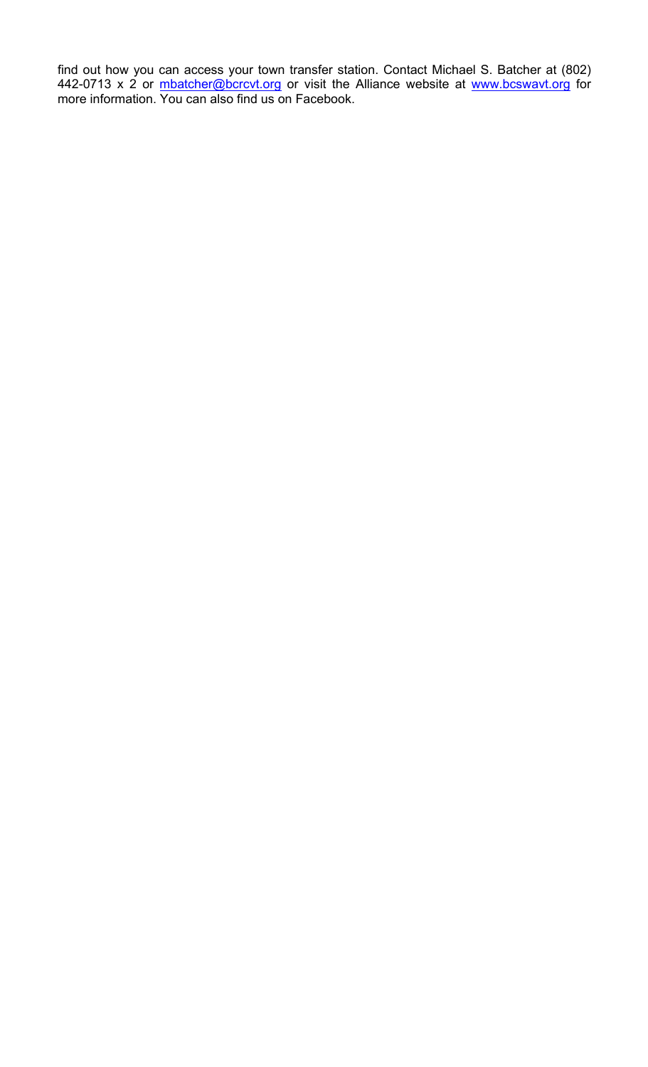find out how you can access your town transfer station. Contact Michael S. Batcher at (802) 442-0713 x 2 or [mbatcher@bcrcvt.org](mailto:mbatcher@bcrcvt.org) or visit the Alliance website at [www.bcswavt.org](http://www.bcswavt.org) for more information. You can also find us on Facebook.